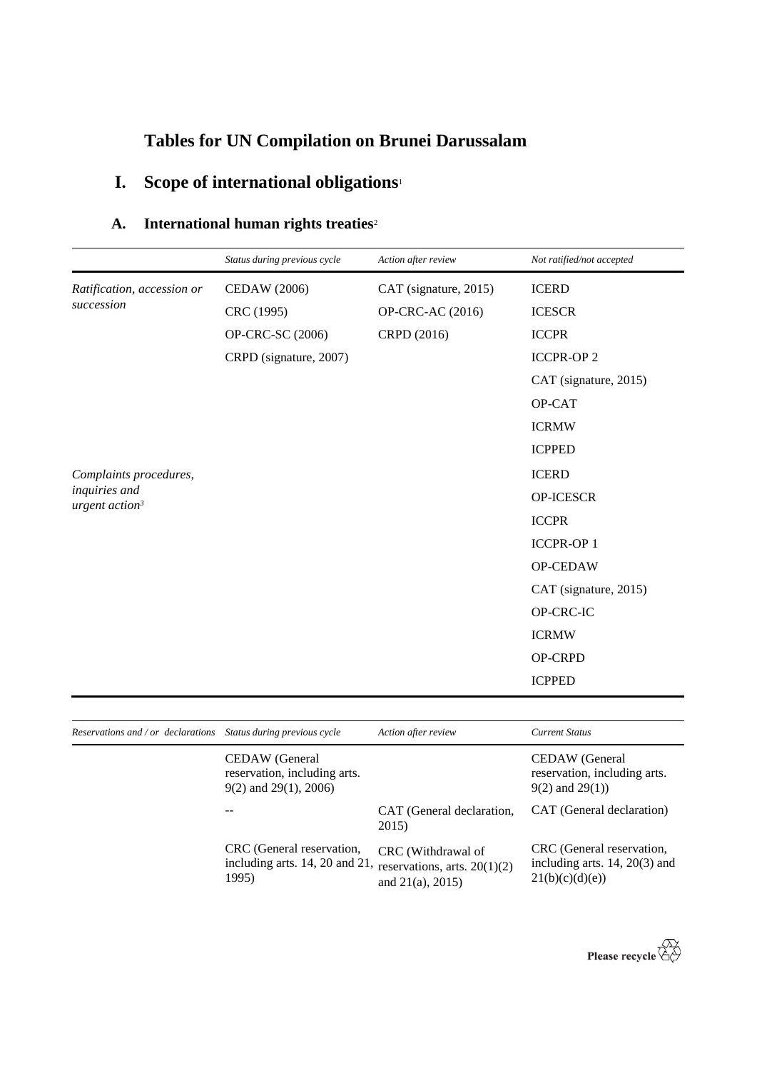# Tables for UN Compilation on Brunei Darussalam

## I. Scope of international obligations[1]

### A. International human rights treaties[2]

| | *Status during previous cycle* | *Action after review* | *Not ratified/not accepted* |
|---|---|---|---|
| *Ratification, accession or succession* | CEDAW (2006) | CAT (signature, 2015) | ICERD |
| | CRC (1995) | OP-CRC-AC (2016) | ICESCR |
| | OP-CRC-SC (2006) | CRPD (2016) | ICCPR |
| | CRPD (signature, 2007) | | ICCPR-OP 2 |
| | | | CAT (signature, 2015) |
| | | | OP-CAT |
| | | | ICRMW |
| | | | ICPPED |
| *Complaints procedures, inquiries and urgent action*[3] | | | ICERD |
| | | | OP-ICESCR |
| | | | ICCPR |
| | | | ICCPR-OP 1 |
| | | | OP-CEDAW |
| | | | CAT (signature, 2015) |
| | | | OP-CRC-IC |
| | | | ICRMW |
| | | | OP-CRPD |
| | | | ICPPED |

| *Reservations and / or declarations* | *Status during previous cycle* | *Action after review* | *Current Status* |
|---|---|---|---|
| | CEDAW (General reservation, including arts. 9(2) and 29(1), 2006) | | CEDAW (General reservation, including arts. 9(2) and 29(1)) |
| | -- | CAT (General declaration, 2015) | CAT (General declaration) |
| | CRC (General reservation, including arts. 14, 20 and 21, 1995) | CRC (Withdrawal of reservations, arts. 20(1)(2) and 21(a), 2015) | CRC (General reservation, including arts. 14, 20(3) and 21(b)(c)(d)(e)) |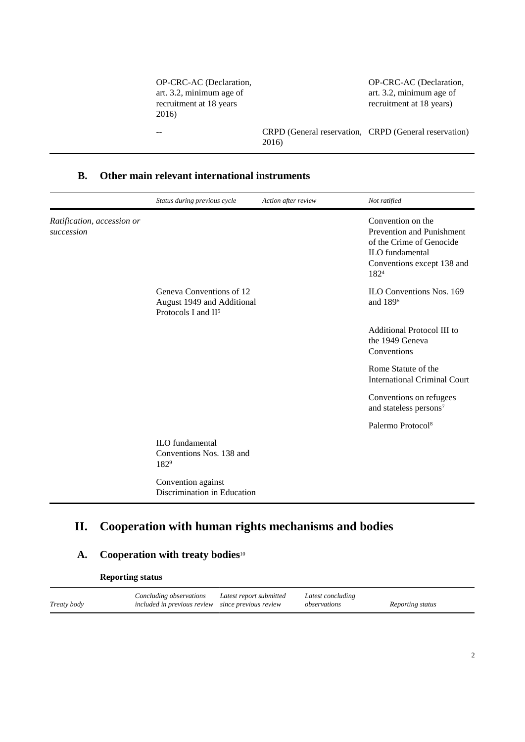| | | | |
|---|---|---|---|
| | OP-CRC-AC (Declaration, art. 3.2, minimum age of recruitment at 18 years 2016) | | OP-CRC-AC (Declaration, art. 3.2, minimum age of recruitment at 18 years) |
| | -- | CRPD (General reservation, 2016) | CRPD (General reservation) |

## B. Other main relevant international instruments

| | *Status during previous cycle* | *Action after review* | *Not ratified* |
|---|---|---|---|
| *Ratification, accession or succession* | | | Convention on the Prevention and Punishment of the Crime of Genocide<br>ILO fundamental Conventions except 138 and 182[4] |
| | Geneva Conventions of 12 August 1949 and Additional Protocols I and II[5] | | ILO Conventions Nos. 169 and 189[6] |
| | | | Additional Protocol III to the 1949 Geneva Conventions |
| | | | Rome Statute of the International Criminal Court |
| | | | Conventions on refugees and stateless persons[7] |
| | | | Palermo Protocol[8] |
| | ILO fundamental Conventions Nos. 138 and 182[9] | | |
| | Convention against Discrimination in Education | | |

# II. Cooperation with human rights mechanisms and bodies

## A. Cooperation with treaty bodies[10]

### Reporting status

| *Treaty body* | *Concluding observations included in previous review* | *Latest report submitted since previous review* | *Latest concluding observations* | *Reporting status* |
|---|---|---|---|---|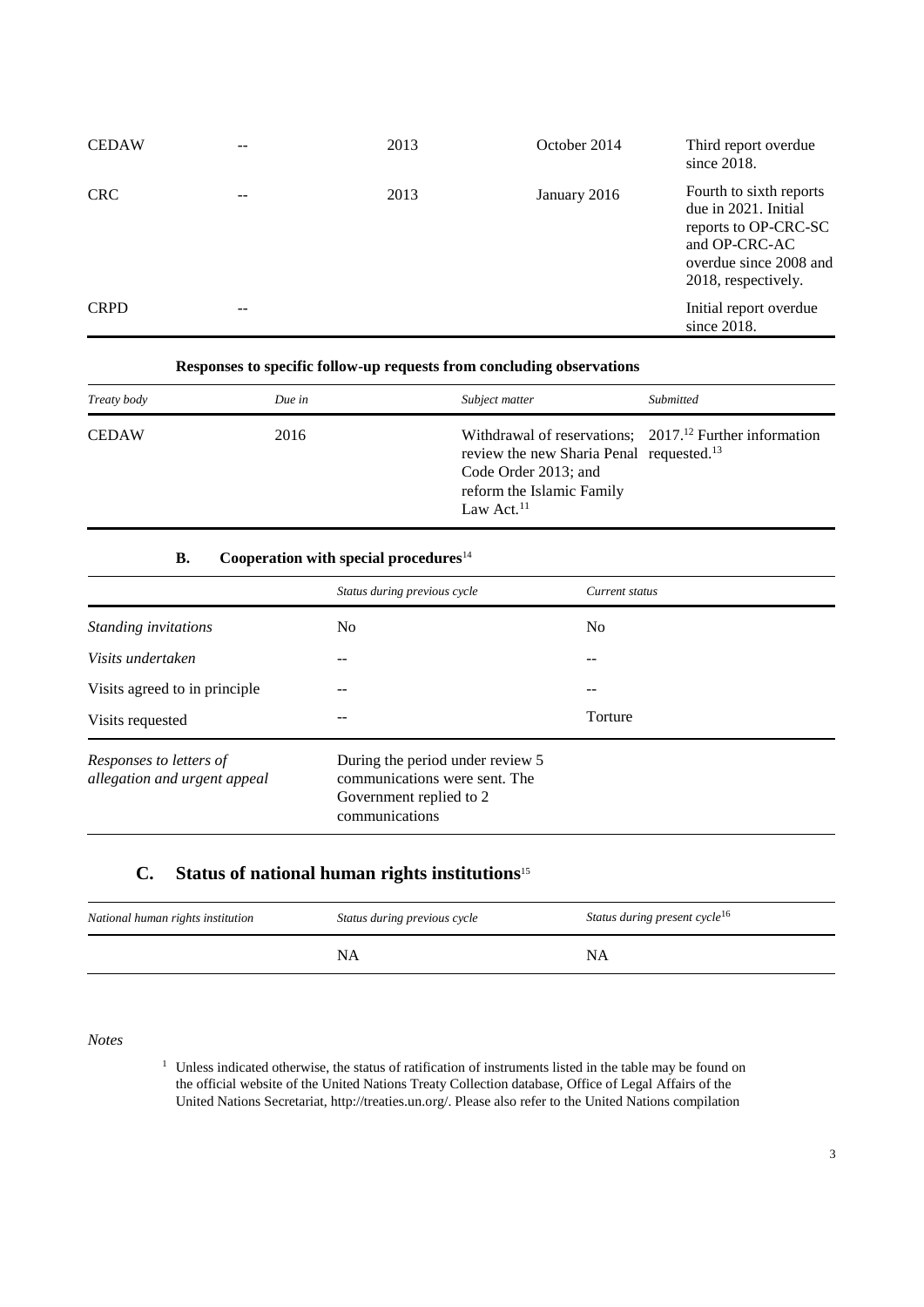| | | | | |
|---|---|---|---|---|
| CEDAW | -- | 2013 | October 2014 | Third report overdue since 2018. |
| CRC | -- | 2013 | January 2016 | Fourth to sixth reports due in 2021. Initial reports to OP-CRC-SC and OP-CRC-AC overdue since 2008 and 2018, respectively. |
| CRPD | -- | | | Initial report overdue since 2018. |

**Responses to specific follow-up requests from concluding observations**

| *Treaty body* | *Due in* | *Subject matter* | *Submitted* |
|---|---|---|---|
| CEDAW | 2016 | Withdrawal of reservations; review the new Sharia Penal Code Order 2013; and reform the Islamic Family Law Act.[11] | 2017.[12] Further information requested.[13] |

### B. Cooperation with special procedures[14]

| | *Status during previous cycle* | *Current status* |
|---|---|---|
| *Standing invitations* | No | No |
| *Visits undertaken* | -- | -- |
| Visits agreed to in principle | -- | -- |
| Visits requested | -- | Torture |
| *Responses to letters of allegation and urgent appeal* | During the period under review 5 communications were sent. The Government replied to 2 communications | |

## C. Status of national human rights institutions[15]

| *National human rights institution* | *Status during previous cycle* | *Status during present cycle*[16] |
|---|---|---|
| | NA | NA |

*Notes*

[1] Unless indicated otherwise, the status of ratification of instruments listed in the table may be found on the official website of the United Nations Treaty Collection database, Office of Legal Affairs of the United Nations Secretariat, http://treaties.un.org/. Please also refer to the United Nations compilation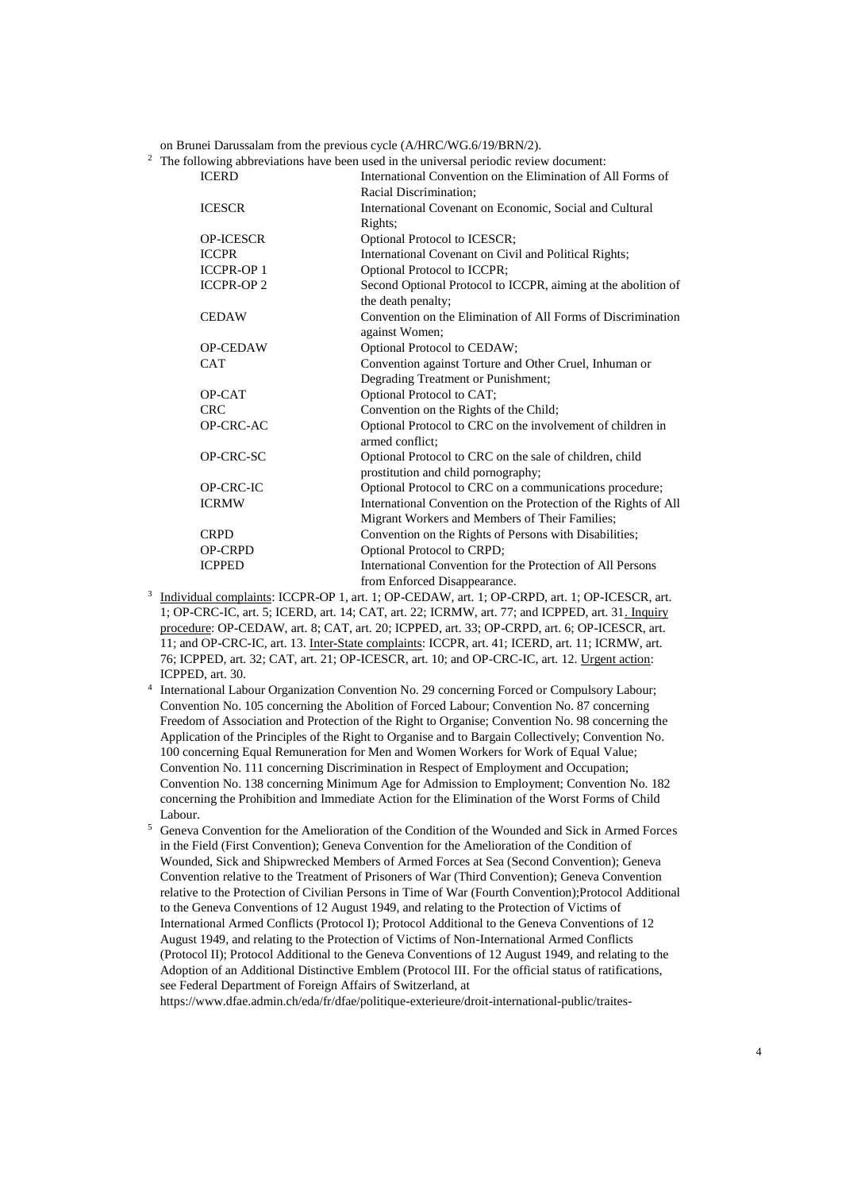on Brunei Darussalam from the previous cycle (A/HRC/WG.6/19/BRN/2).

[2] The following abbreviations have been used in the universal periodic review document:

| | |
|---|---|
| ICERD | International Convention on the Elimination of All Forms of Racial Discrimination; |
| ICESCR | International Covenant on Economic, Social and Cultural Rights; |
| OP-ICESCR | Optional Protocol to ICESCR; |
| ICCPR | International Covenant on Civil and Political Rights; |
| ICCPR-OP 1 | Optional Protocol to ICCPR; |
| ICCPR-OP 2 | Second Optional Protocol to ICCPR, aiming at the abolition of the death penalty; |
| CEDAW | Convention on the Elimination of All Forms of Discrimination against Women; |
| OP-CEDAW | Optional Protocol to CEDAW; |
| CAT | Convention against Torture and Other Cruel, Inhuman or Degrading Treatment or Punishment; |
| OP-CAT | Optional Protocol to CAT; |
| CRC | Convention on the Rights of the Child; |
| OP-CRC-AC | Optional Protocol to CRC on the involvement of children in armed conflict; |
| OP-CRC-SC | Optional Protocol to CRC on the sale of children, child prostitution and child pornography; |
| OP-CRC-IC | Optional Protocol to CRC on a communications procedure; |
| ICRMW | International Convention on the Protection of the Rights of All Migrant Workers and Members of Their Families; |
| CRPD | Convention on the Rights of Persons with Disabilities; |
| OP-CRPD | Optional Protocol to CRPD; |
| ICPPED | International Convention for the Protection of All Persons from Enforced Disappearance. |

[3] Individual complaints: ICCPR-OP 1, art. 1; OP-CEDAW, art. 1; OP-CRPD, art. 1; OP-ICESCR, art. 1; OP-CRC-IC, art. 5; ICERD, art. 14; CAT, art. 22; ICRMW, art. 77; and ICPPED, art. 31. Inquiry procedure: OP-CEDAW, art. 8; CAT, art. 20; ICPPED, art. 33; OP-CRPD, art. 6; OP-ICESCR, art. 11; and OP-CRC-IC, art. 13. Inter-State complaints: ICCPR, art. 41; ICERD, art. 11; ICRMW, art. 76; ICPPED, art. 32; CAT, art. 21; OP-ICESCR, art. 10; and OP-CRC-IC, art. 12. Urgent action: ICPPED, art. 30.

[4] International Labour Organization Convention No. 29 concerning Forced or Compulsory Labour; Convention No. 105 concerning the Abolition of Forced Labour; Convention No. 87 concerning Freedom of Association and Protection of the Right to Organise; Convention No. 98 concerning the Application of the Principles of the Right to Organise and to Bargain Collectively; Convention No. 100 concerning Equal Remuneration for Men and Women Workers for Work of Equal Value; Convention No. 111 concerning Discrimination in Respect of Employment and Occupation; Convention No. 138 concerning Minimum Age for Admission to Employment; Convention No. 182 concerning the Prohibition and Immediate Action for the Elimination of the Worst Forms of Child Labour.

[5] Geneva Convention for the Amelioration of the Condition of the Wounded and Sick in Armed Forces in the Field (First Convention); Geneva Convention for the Amelioration of the Condition of Wounded, Sick and Shipwrecked Members of Armed Forces at Sea (Second Convention); Geneva Convention relative to the Treatment of Prisoners of War (Third Convention); Geneva Convention relative to the Protection of Civilian Persons in Time of War (Fourth Convention);Protocol Additional to the Geneva Conventions of 12 August 1949, and relating to the Protection of Victims of International Armed Conflicts (Protocol I); Protocol Additional to the Geneva Conventions of 12 August 1949, and relating to the Protection of Victims of Non-International Armed Conflicts (Protocol II); Protocol Additional to the Geneva Conventions of 12 August 1949, and relating to the Adoption of an Additional Distinctive Emblem (Protocol III. For the official status of ratifications, see Federal Department of Foreign Affairs of Switzerland, at https://www.dfae.admin.ch/eda/fr/dfae/politique-exterieure/droit-international-public/traites-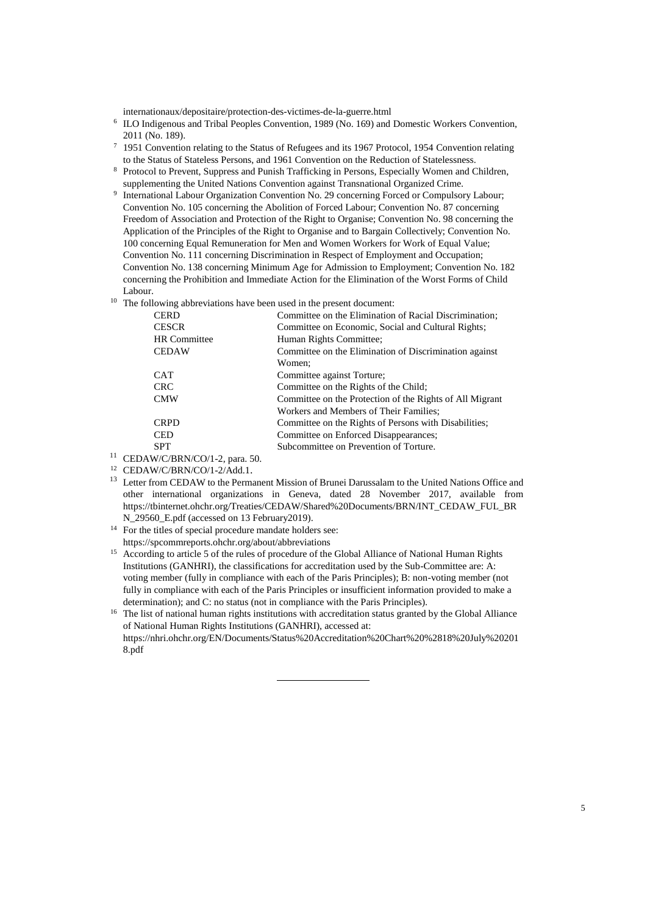internationaux/depositaire/protection-des-victimes-de-la-guerre.html

[6] ILO Indigenous and Tribal Peoples Convention, 1989 (No. 169) and Domestic Workers Convention, 2011 (No. 189).

[7] 1951 Convention relating to the Status of Refugees and its 1967 Protocol, 1954 Convention relating to the Status of Stateless Persons, and 1961 Convention on the Reduction of Statelessness.

[8] Protocol to Prevent, Suppress and Punish Trafficking in Persons, Especially Women and Children, supplementing the United Nations Convention against Transnational Organized Crime.

[9] International Labour Organization Convention No. 29 concerning Forced or Compulsory Labour; Convention No. 105 concerning the Abolition of Forced Labour; Convention No. 87 concerning Freedom of Association and Protection of the Right to Organise; Convention No. 98 concerning the Application of the Principles of the Right to Organise and to Bargain Collectively; Convention No. 100 concerning Equal Remuneration for Men and Women Workers for Work of Equal Value; Convention No. 111 concerning Discrimination in Respect of Employment and Occupation; Convention No. 138 concerning Minimum Age for Admission to Employment; Convention No. 182 concerning the Prohibition and Immediate Action for the Elimination of the Worst Forms of Child Labour.

[10] The following abbreviations have been used in the present document:

| | |
|---|---|
| CERD | Committee on the Elimination of Racial Discrimination; |
| CESCR | Committee on Economic, Social and Cultural Rights; |
| HR Committee | Human Rights Committee; |
| CEDAW | Committee on the Elimination of Discrimination against Women; |
| CAT | Committee against Torture; |
| CRC | Committee on the Rights of the Child; |
| CMW | Committee on the Protection of the Rights of All Migrant Workers and Members of Their Families; |
| CRPD | Committee on the Rights of Persons with Disabilities; |
| CED | Committee on Enforced Disappearances; |
| SPT | Subcommittee on Prevention of Torture. |

[11] CEDAW/C/BRN/CO/1-2, para. 50.

[12] CEDAW/C/BRN/CO/1-2/Add.1.

[13] Letter from CEDAW to the Permanent Mission of Brunei Darussalam to the United Nations Office and other international organizations in Geneva, dated 28 November 2017, available from https://tbinternet.ohchr.org/Treaties/CEDAW/Shared%20Documents/BRN/INT_CEDAW_FUL_BRN_29560_E.pdf (accessed on 13 February2019).

[14] For the titles of special procedure mandate holders see: https://spcommreports.ohchr.org/about/abbreviations

[15] According to article 5 of the rules of procedure of the Global Alliance of National Human Rights Institutions (GANHRI), the classifications for accreditation used by the Sub-Committee are: A: voting member (fully in compliance with each of the Paris Principles); B: non-voting member (not fully in compliance with each of the Paris Principles or insufficient information provided to make a determination); and C: no status (not in compliance with the Paris Principles).

[16] The list of national human rights institutions with accreditation status granted by the Global Alliance of National Human Rights Institutions (GANHRI), accessed at: https://nhri.ohchr.org/EN/Documents/Status%20Accreditation%20Chart%20%2818%20July%202018.pdf